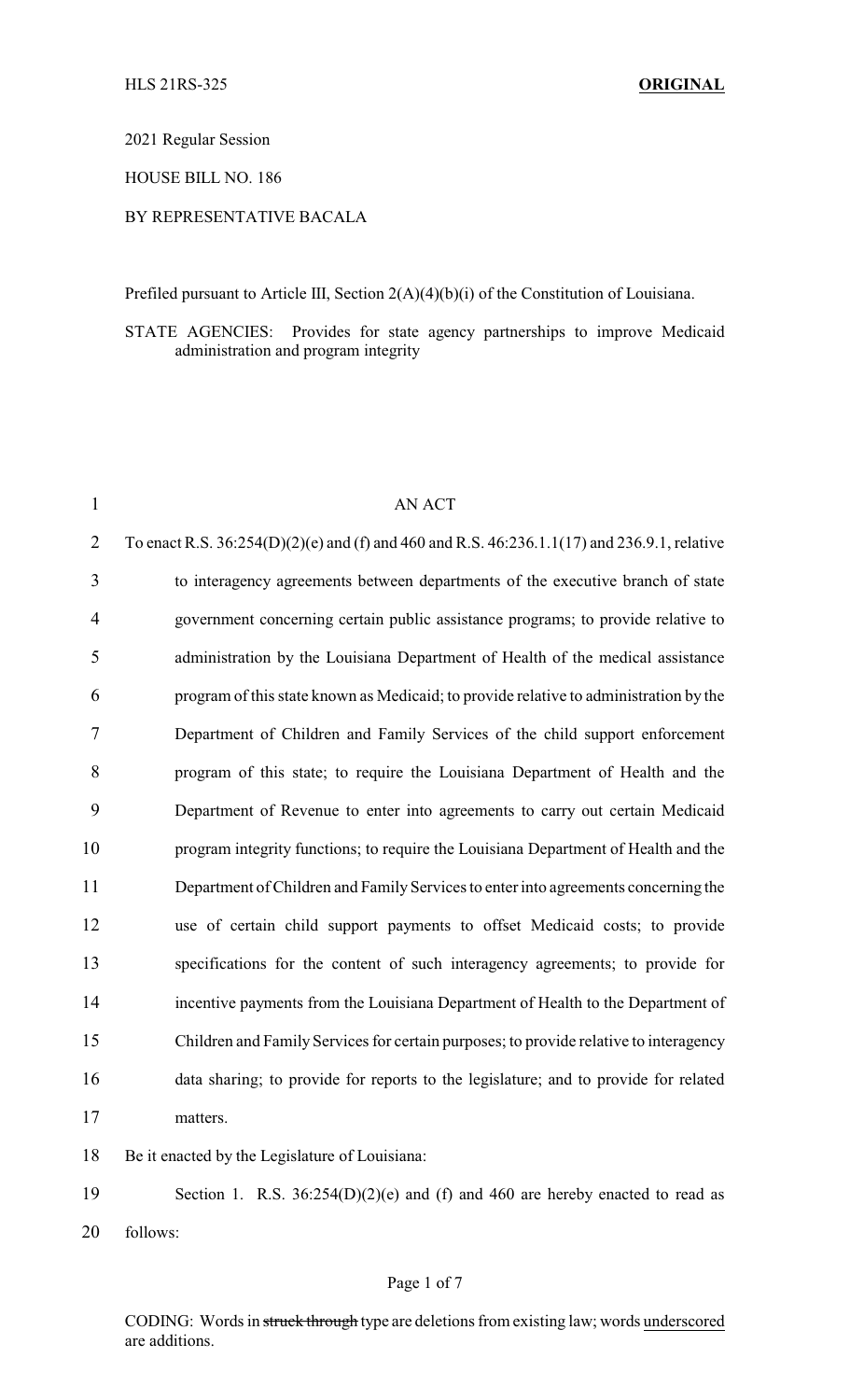HLS 21RS-325 **ORIGINAL**

2021 Regular Session

HOUSE BILL NO. 186

BY REPRESENTATIVE BACALA

Prefiled pursuant to Article III, Section 2(A)(4)(b)(i) of the Constitution of Louisiana.

STATE AGENCIES: Provides for state agency partnerships to improve Medicaid administration and program integrity

AN ACT

To enact R.S. 36:254(D)(2)(e) and (f) and 460 and R.S. 46:236.1.1(17) and 236.9.1, relative to interagency agreements between departments of the executive branch of state government concerning certain public assistance programs; to provide relative to administration by the Louisiana Department of Health of the medical assistance program of this state known as Medicaid; to provide relative to administration by the Department of Children and Family Services of the child support enforcement program of this state; to require the Louisiana Department of Health and the Department of Revenue to enter into agreements to carry out certain Medicaid program integrity functions; to require the Louisiana Department of Health and the Department of Children and Family Services to enter into agreements concerning the use of certain child support payments to offset Medicaid costs; to provide specifications for the content of such interagency agreements; to provide for incentive payments from the Louisiana Department of Health to the Department of Children and Family Services for certain purposes; to provide relative to interagency data sharing; to provide for reports to the legislature; and to provide for related matters.

Be it enacted by the Legislature of Louisiana:

Section 1. R.S. 36:254(D)(2)(e) and (f) and 460 are hereby enacted to read as follows:

CODING: Words in ~~struck through~~ type are deletions from existing law; words underscored are additions.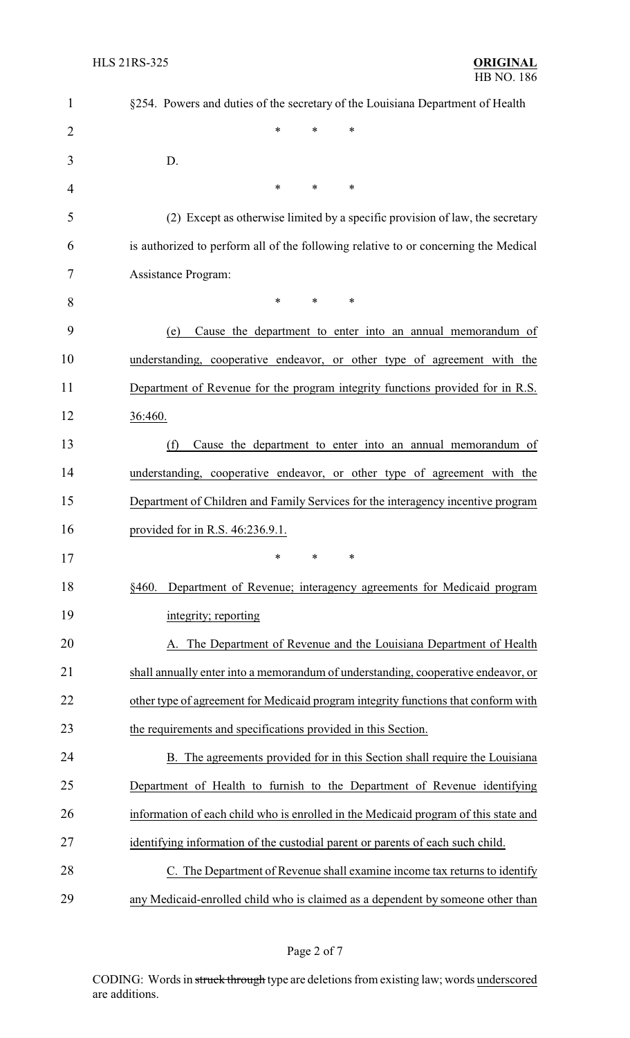§254. Powers and duties of the secretary of the Louisiana Department of Health

\* \* \*

D.

\* \* \*

(2) Except as otherwise limited by a specific provision of law, the secretary is authorized to perform all of the following relative to or concerning the Medical Assistance Program:

\* \* \*

(e) Cause the department to enter into an annual memorandum of understanding, cooperative endeavor, or other type of agreement with the Department of Revenue for the program integrity functions provided for in R.S. 36:460.

(f) Cause the department to enter into an annual memorandum of understanding, cooperative endeavor, or other type of agreement with the Department of Children and Family Services for the interagency incentive program provided for in R.S. 46:236.9.1.

\* \* \*

§460. Department of Revenue; interagency agreements for Medicaid program integrity; reporting

A. The Department of Revenue and the Louisiana Department of Health shall annually enter into a memorandum of understanding, cooperative endeavor, or other type of agreement for Medicaid program integrity functions that conform with the requirements and specifications provided in this Section.

B. The agreements provided for in this Section shall require the Louisiana Department of Health to furnish to the Department of Revenue identifying information of each child who is enrolled in the Medicaid program of this state and identifying information of the custodial parent or parents of each such child.

C. The Department of Revenue shall examine income tax returns to identify any Medicaid-enrolled child who is claimed as a dependent by someone other than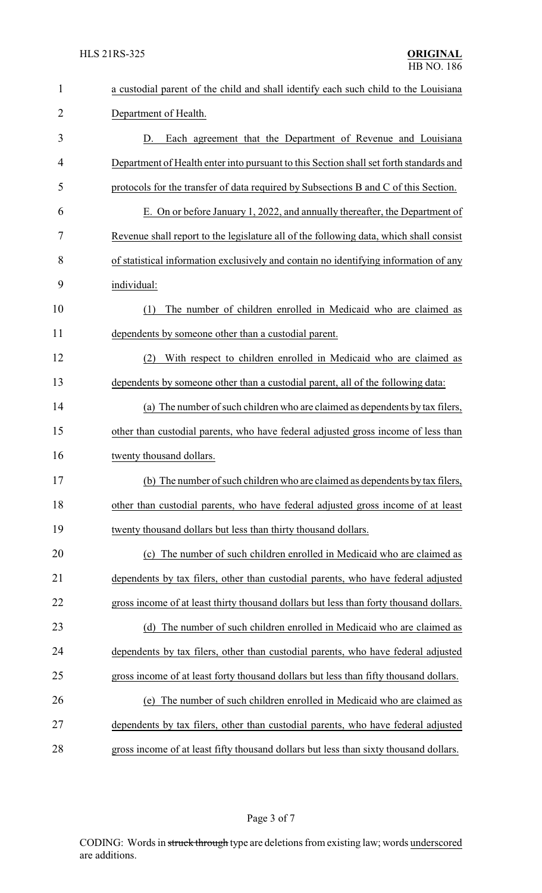a custodial parent of the child and shall identify each such child to the Louisiana Department of Health.

D. Each agreement that the Department of Revenue and Louisiana Department of Health enter into pursuant to this Section shall set forth standards and protocols for the transfer of data required by Subsections B and C of this Section.

E. On or before January 1, 2022, and annually thereafter, the Department of Revenue shall report to the legislature all of the following data, which shall consist of statistical information exclusively and contain no identifying information of any individual:

(1) The number of children enrolled in Medicaid who are claimed as dependents by someone other than a custodial parent.

(2) With respect to children enrolled in Medicaid who are claimed as dependents by someone other than a custodial parent, all of the following data:

(a) The number of such children who are claimed as dependents by tax filers, other than custodial parents, who have federal adjusted gross income of less than twenty thousand dollars.

(b) The number of such children who are claimed as dependents by tax filers, other than custodial parents, who have federal adjusted gross income of at least twenty thousand dollars but less than thirty thousand dollars.

(c) The number of such children enrolled in Medicaid who are claimed as dependents by tax filers, other than custodial parents, who have federal adjusted gross income of at least thirty thousand dollars but less than forty thousand dollars.

(d) The number of such children enrolled in Medicaid who are claimed as dependents by tax filers, other than custodial parents, who have federal adjusted gross income of at least forty thousand dollars but less than fifty thousand dollars.

(e) The number of such children enrolled in Medicaid who are claimed as dependents by tax filers, other than custodial parents, who have federal adjusted gross income of at least fifty thousand dollars but less than sixty thousand dollars.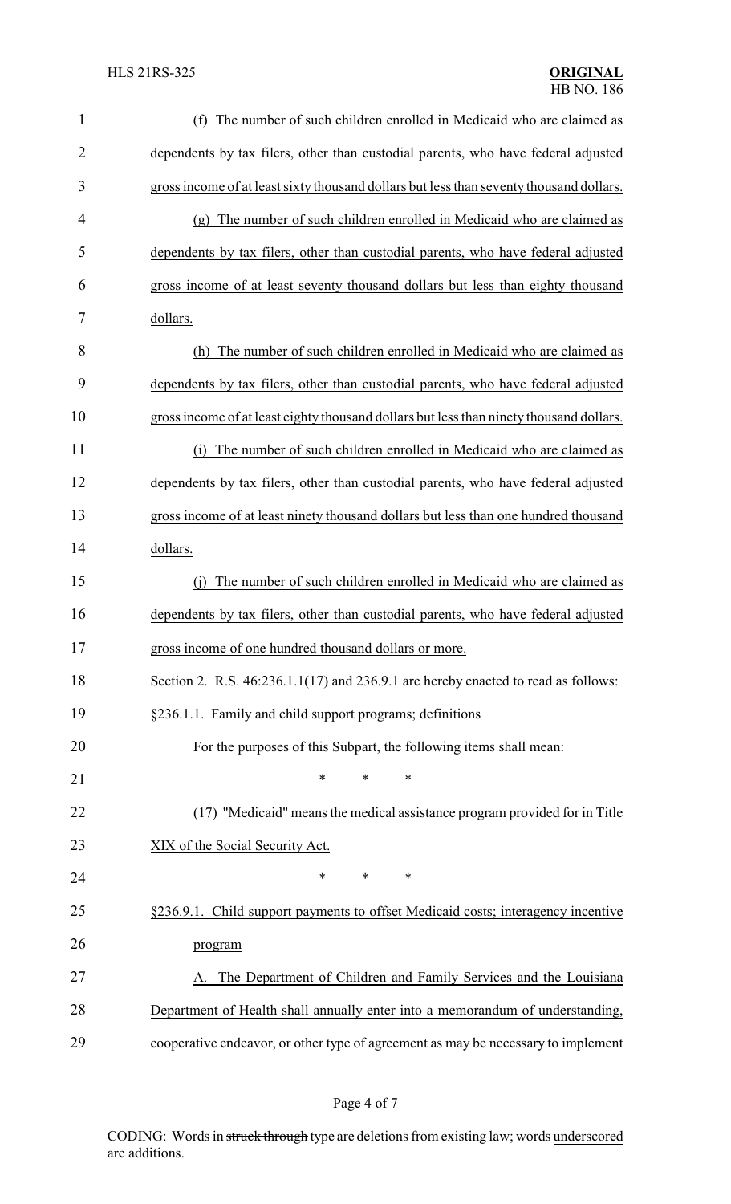(f) The number of such children enrolled in Medicaid who are claimed as dependents by tax filers, other than custodial parents, who have federal adjusted gross income of at least sixty thousand dollars but less than seventy thousand dollars.

(g) The number of such children enrolled in Medicaid who are claimed as dependents by tax filers, other than custodial parents, who have federal adjusted gross income of at least seventy thousand dollars but less than eighty thousand dollars.

(h) The number of such children enrolled in Medicaid who are claimed as dependents by tax filers, other than custodial parents, who have federal adjusted gross income of at least eighty thousand dollars but less than ninety thousand dollars.

(i) The number of such children enrolled in Medicaid who are claimed as dependents by tax filers, other than custodial parents, who have federal adjusted gross income of at least ninety thousand dollars but less than one hundred thousand dollars.

(j) The number of such children enrolled in Medicaid who are claimed as dependents by tax filers, other than custodial parents, who have federal adjusted gross income of one hundred thousand dollars or more.

Section 2. R.S. 46:236.1.1(17) and 236.9.1 are hereby enacted to read as follows:

§236.1.1. Family and child support programs; definitions

For the purposes of this Subpart, the following items shall mean:

\* \* \*

(17) "Medicaid" means the medical assistance program provided for in Title XIX of the Social Security Act.

\* \* \*

§236.9.1. Child support payments to offset Medicaid costs; interagency incentive program

A. The Department of Children and Family Services and the Louisiana Department of Health shall annually enter into a memorandum of understanding, cooperative endeavor, or other type of agreement as may be necessary to implement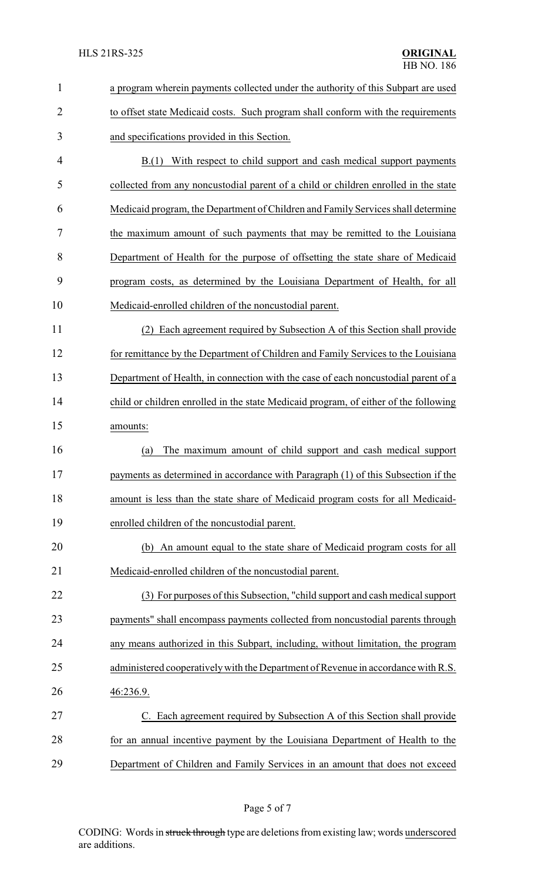a program wherein payments collected under the authority of this Subpart are used to offset state Medicaid costs. Such program shall conform with the requirements and specifications provided in this Section.

B.(1) With respect to child support and cash medical support payments collected from any noncustodial parent of a child or children enrolled in the state Medicaid program, the Department of Children and Family Services shall determine the maximum amount of such payments that may be remitted to the Louisiana Department of Health for the purpose of offsetting the state share of Medicaid program costs, as determined by the Louisiana Department of Health, for all Medicaid-enrolled children of the noncustodial parent.

(2) Each agreement required by Subsection A of this Section shall provide for remittance by the Department of Children and Family Services to the Louisiana Department of Health, in connection with the case of each noncustodial parent of a child or children enrolled in the state Medicaid program, of either of the following amounts:

(a) The maximum amount of child support and cash medical support payments as determined in accordance with Paragraph (1) of this Subsection if the amount is less than the state share of Medicaid program costs for all Medicaid-enrolled children of the noncustodial parent.

(b) An amount equal to the state share of Medicaid program costs for all Medicaid-enrolled children of the noncustodial parent.

(3) For purposes of this Subsection, "child support and cash medical support payments" shall encompass payments collected from noncustodial parents through any means authorized in this Subpart, including, without limitation, the program administered cooperatively with the Department of Revenue in accordance with R.S. 46:236.9.

C. Each agreement required by Subsection A of this Section shall provide for an annual incentive payment by the Louisiana Department of Health to the Department of Children and Family Services in an amount that does not exceed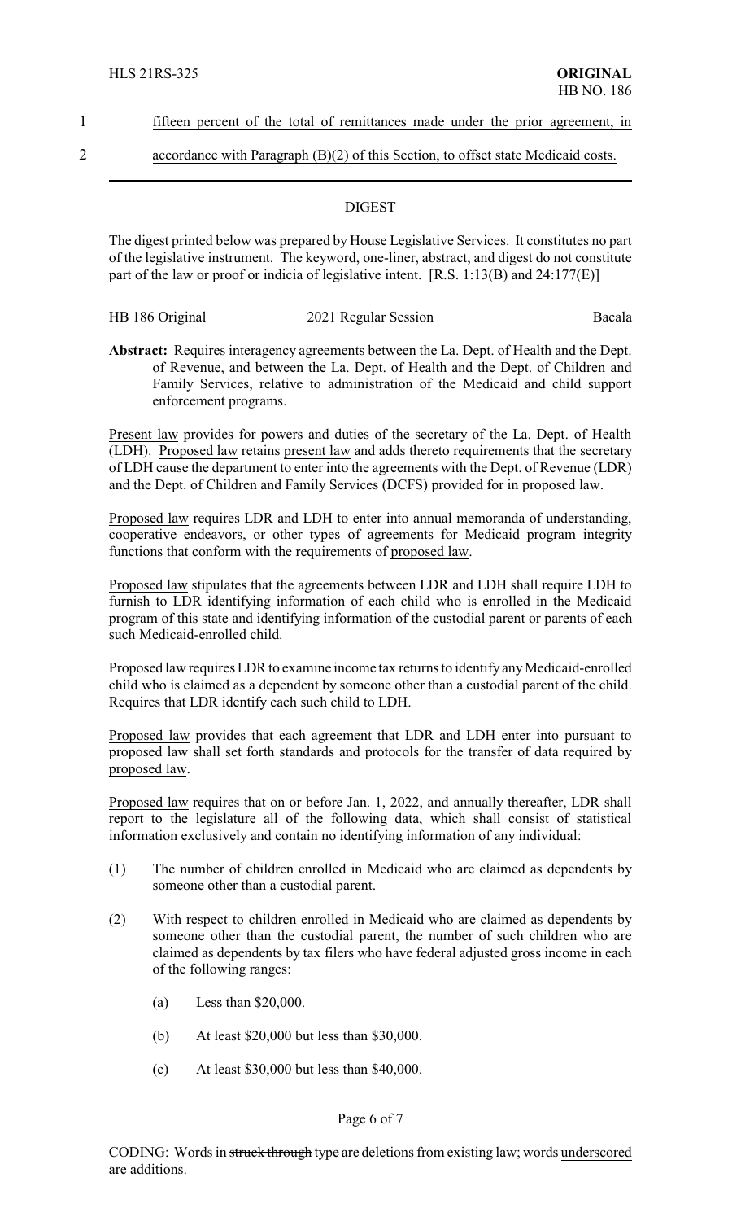1 fifteen percent of the total of remittances made under the prior agreement, in

2 accordance with Paragraph (B)(2) of this Section, to offset state Medicaid costs.

## DIGEST

The digest printed below was prepared by House Legislative Services. It constitutes no part of the legislative instrument. The keyword, one-liner, abstract, and digest do not constitute part of the law or proof or indicia of legislative intent. [R.S. 1:13(B) and 24:177(E)]

HB 186 Original | 2021 Regular Session | Bacala

**Abstract:** Requires interagency agreements between the La. Dept. of Health and the Dept. of Revenue, and between the La. Dept. of Health and the Dept. of Children and Family Services, relative to administration of the Medicaid and child support enforcement programs.

Present law provides for powers and duties of the secretary of the La. Dept. of Health (LDH). Proposed law retains present law and adds thereto requirements that the secretary of LDH cause the department to enter into the agreements with the Dept. of Revenue (LDR) and the Dept. of Children and Family Services (DCFS) provided for in proposed law.

Proposed law requires LDR and LDH to enter into annual memoranda of understanding, cooperative endeavors, or other types of agreements for Medicaid program integrity functions that conform with the requirements of proposed law.

Proposed law stipulates that the agreements between LDR and LDH shall require LDH to furnish to LDR identifying information of each child who is enrolled in the Medicaid program of this state and identifying information of the custodial parent or parents of each such Medicaid-enrolled child.

Proposed law requires LDR to examine income tax returns to identify any Medicaid-enrolled child who is claimed as a dependent by someone other than a custodial parent of the child. Requires that LDR identify each such child to LDH.

Proposed law provides that each agreement that LDR and LDH enter into pursuant to proposed law shall set forth standards and protocols for the transfer of data required by proposed law.

Proposed law requires that on or before Jan. 1, 2022, and annually thereafter, LDR shall report to the legislature all of the following data, which shall consist of statistical information exclusively and contain no identifying information of any individual:

(1) The number of children enrolled in Medicaid who are claimed as dependents by someone other than a custodial parent.

(2) With respect to children enrolled in Medicaid who are claimed as dependents by someone other than the custodial parent, the number of such children who are claimed as dependents by tax filers who have federal adjusted gross income in each of the following ranges:

(a) Less than $20,000.

(b) At least $20,000 but less than $30,000.

(c) At least $30,000 but less than $40,000.

CODING: Words in ~~struck through~~ type are deletions from existing law; words underscored are additions.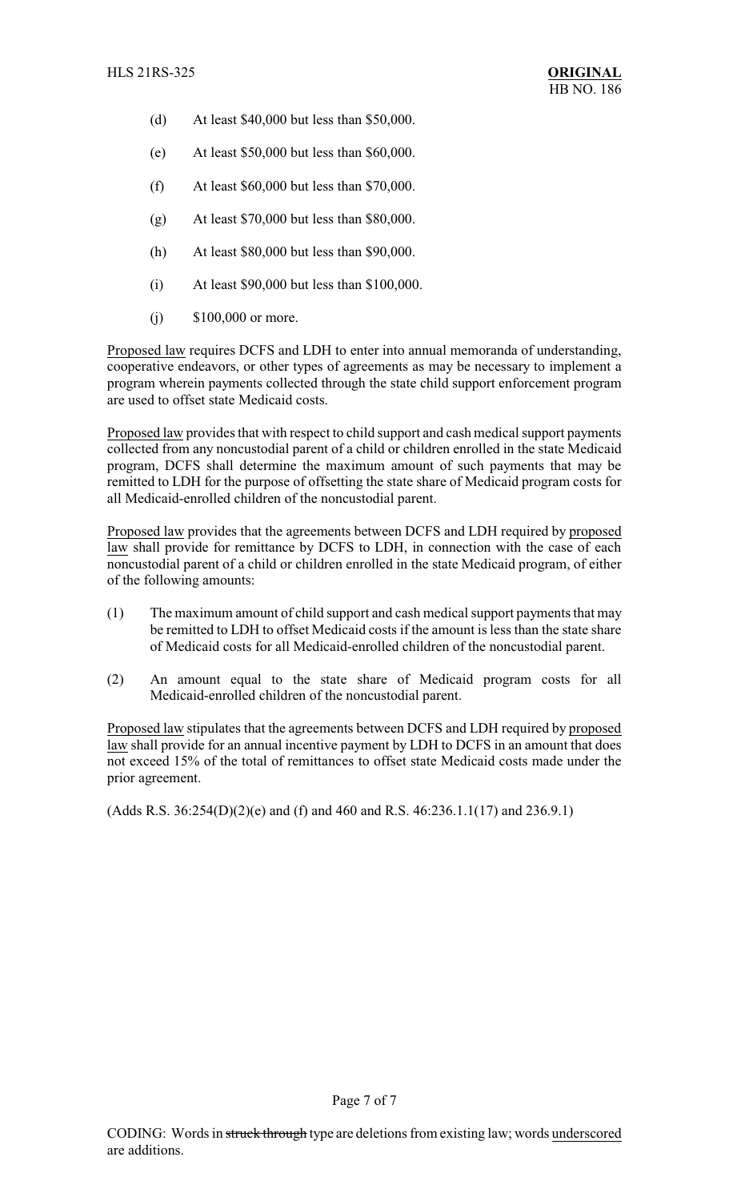(d) At least \$40,000 but less than \$50,000.

(e) At least \$50,000 but less than \$60,000.

(f) At least \$60,000 but less than \$70,000.

(g) At least \$70,000 but less than \$80,000.

(h) At least \$80,000 but less than \$90,000.

(i) At least \$90,000 but less than \$100,000.

(j) \$100,000 or more.

Proposed law requires DCFS and LDH to enter into annual memoranda of understanding, cooperative endeavors, or other types of agreements as may be necessary to implement a program wherein payments collected through the state child support enforcement program are used to offset state Medicaid costs.

Proposed law provides that with respect to child support and cash medical support payments collected from any noncustodial parent of a child or children enrolled in the state Medicaid program, DCFS shall determine the maximum amount of such payments that may be remitted to LDH for the purpose of offsetting the state share of Medicaid program costs for all Medicaid-enrolled children of the noncustodial parent.

Proposed law provides that the agreements between DCFS and LDH required by proposed law shall provide for remittance by DCFS to LDH, in connection with the case of each noncustodial parent of a child or children enrolled in the state Medicaid program, of either of the following amounts:

(1) The maximum amount of child support and cash medical support payments that may be remitted to LDH to offset Medicaid costs if the amount is less than the state share of Medicaid costs for all Medicaid-enrolled children of the noncustodial parent.

(2) An amount equal to the state share of Medicaid program costs for all Medicaid-enrolled children of the noncustodial parent.

Proposed law stipulates that the agreements between DCFS and LDH required by proposed law shall provide for an annual incentive payment by LDH to DCFS in an amount that does not exceed 15% of the total of remittances to offset state Medicaid costs made under the prior agreement.

(Adds R.S. 36:254(D)(2)(e) and (f) and 460 and R.S. 46:236.1.1(17) and 236.9.1)

CODING: Words in ~~struck through~~ type are deletions from existing law; words underscored are additions.